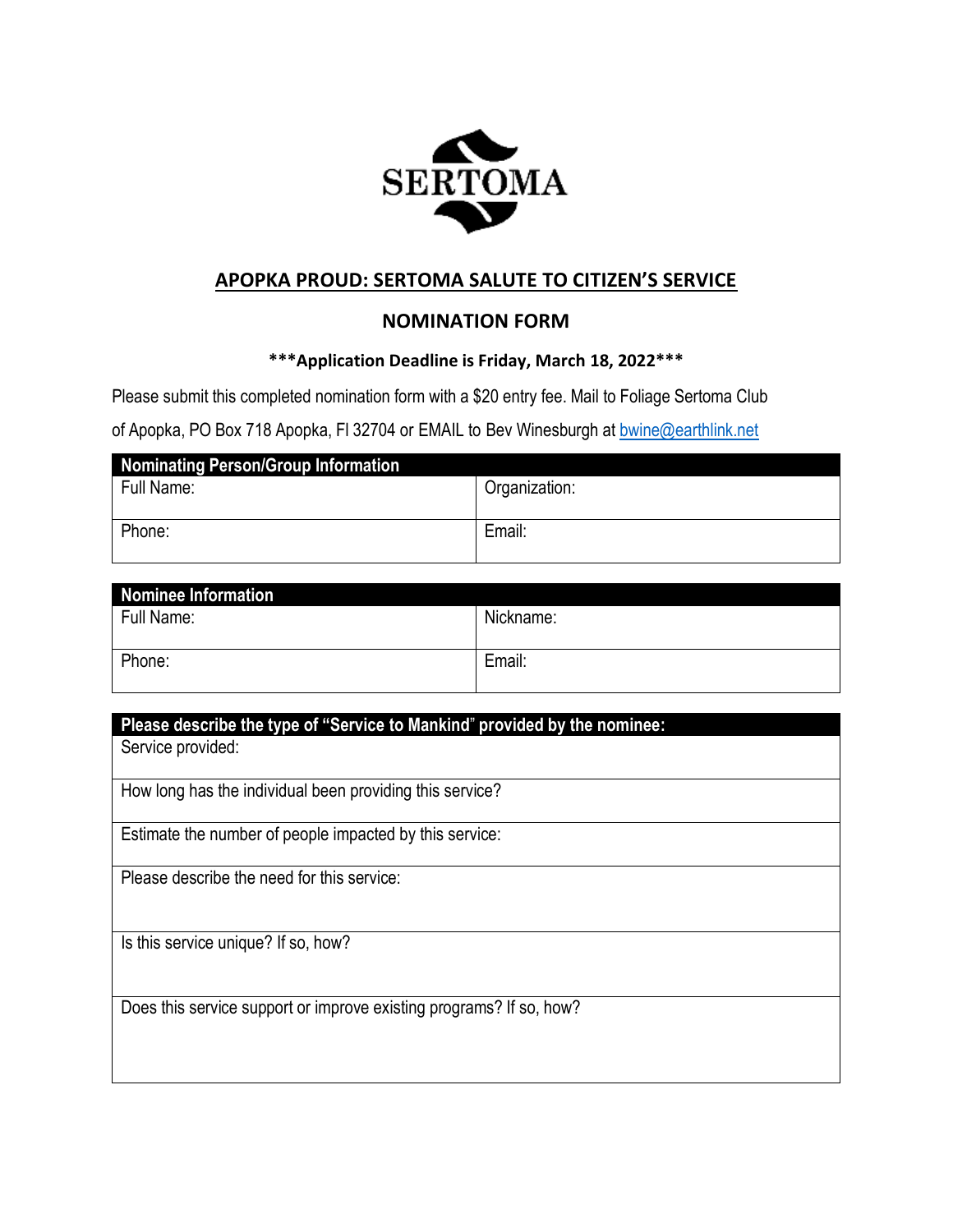SERTOMA

# APOPKA PROUD: SERTOMA SALUTE TO CITIZEN'S SERVICE

## NOMINATION FORM

**\*\*\*Application Deadline is Friday, March 18, 2022\*\*\***

Please submit this completed nomination form with a $20 entry fee. Mail to Foliage Sertoma Club of Apopka, PO Box 718 Apopka, Fl 32704 or EMAIL to Bev Winesburgh at bwine@earthlink.net

| Nominating Person/Group Information | |
|---|---|
| Full Name: | Organization: |
| Phone: | Email: |

| Nominee Information | |
|---|---|
| Full Name: | Nickname: |
| Phone: | Email: |

| Please describe the type of "Service to Mankind" provided by the nominee: |
|---|
| Service provided: |
| How long has the individual been providing this service? |
| Estimate the number of people impacted by this service: |
| Please describe the need for this service: |
| Is this service unique? If so, how? |
| Does this service support or improve existing programs? If so, how? |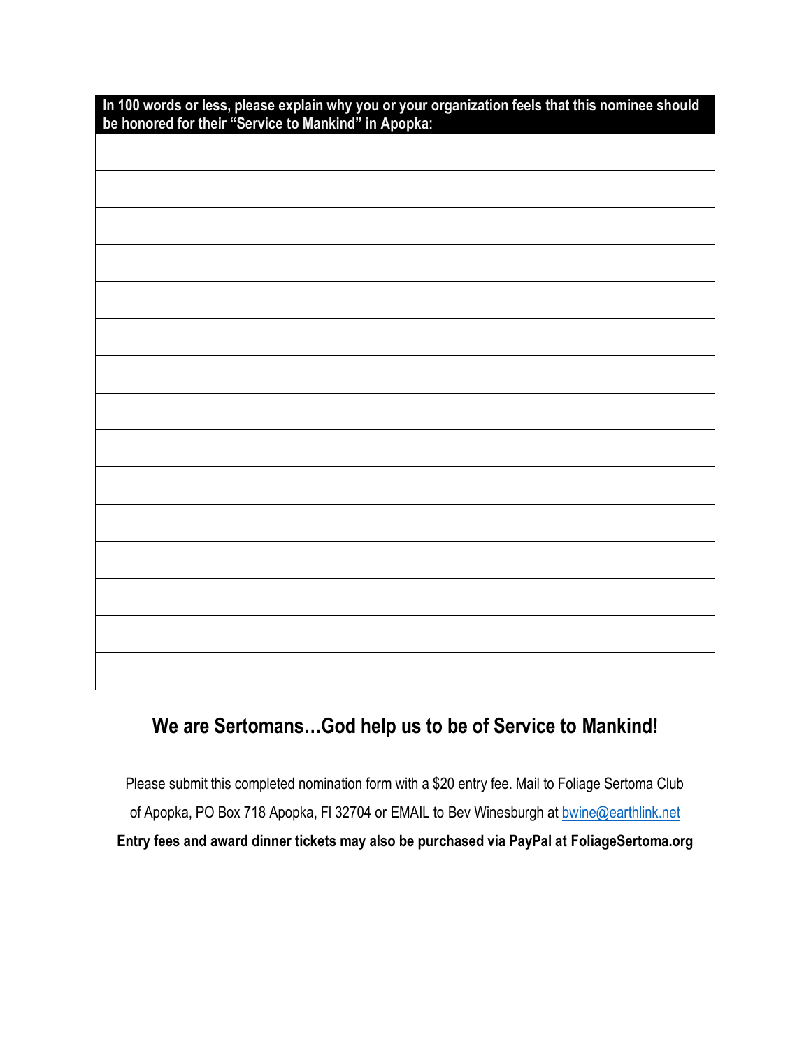| In 100 words or less, please explain why you or your organization feels that this nominee should be honored for their "Service to Mankind" in Apopka: |
|---|
| |
| |
| |
| |
| |
| |
| |
| |
| |
| |
| |
| |
| |
| |
| |

## We are Sertomans…God help us to be of Service to Mankind!

Please submit this completed nomination form with a $20 entry fee. Mail to Foliage Sertoma Club of Apopka, PO Box 718 Apopka, Fl 32704 or EMAIL to Bev Winesburgh at bwine@earthlink.net

**Entry fees and award dinner tickets may also be purchased via PayPal at FoliageSertoma.org**